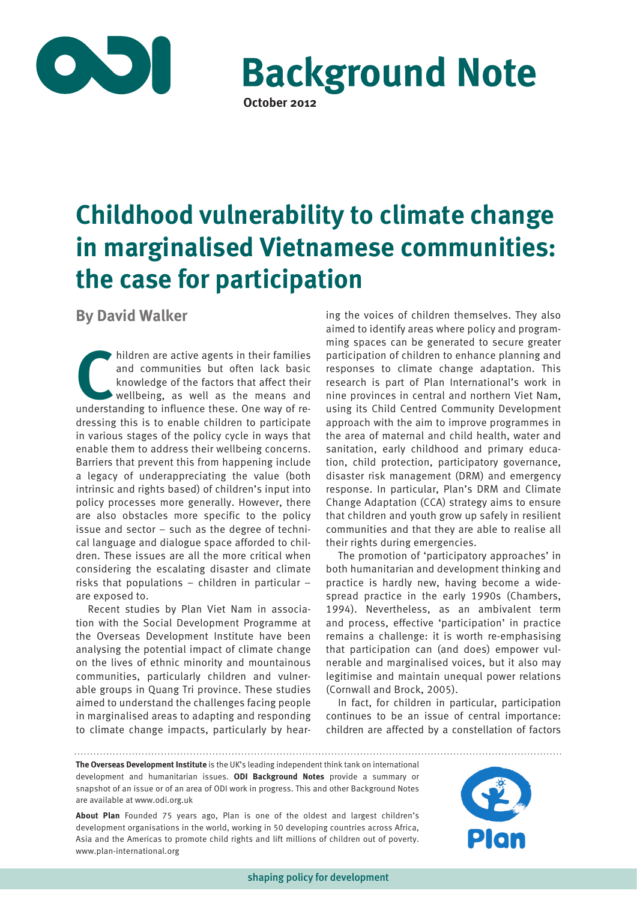# Background Note

**October 2012**

# Childhood vulnerability to climate change in marginalised Vietnamese communities: the case for participation

**By David Walker**

Children are active agents in their families and communities but often lack basic knowledge of the factors that affect their wellbeing, as well as the means and understanding to influence these. One way of redressing this is to enable children to participate in various stages of the policy cycle in ways that enable them to address their wellbeing concerns. Barriers that prevent this from happening include a legacy of underappreciating the value (both intrinsic and rights based) of children's input into policy processes more generally. However, there are also obstacles more specific to the policy issue and sector – such as the degree of technical language and dialogue space afforded to children. These issues are all the more critical when considering the escalating disaster and climate risks that populations – children in particular – are exposed to.

Recent studies by Plan Viet Nam in association with the Social Development Programme at the Overseas Development Institute have been analysing the potential impact of climate change on the lives of ethnic minority and mountainous communities, particularly children and vulnerable groups in Quang Tri province. These studies aimed to understand the challenges facing people in marginalised areas to adapting and responding to climate change impacts, particularly by hearing the voices of children themselves. They also aimed to identify areas where policy and programming spaces can be generated to secure greater participation of children to enhance planning and responses to climate change adaptation. This research is part of Plan International's work in nine provinces in central and northern Viet Nam, using its Child Centred Community Development approach with the aim to improve programmes in the area of maternal and child health, water and sanitation, early childhood and primary education, child protection, participatory governance, disaster risk management (DRM) and emergency response. In particular, Plan's DRM and Climate Change Adaptation (CCA) strategy aims to ensure that children and youth grow up safely in resilient communities and that they are able to realise all their rights during emergencies.

The promotion of 'participatory approaches' in both humanitarian and development thinking and practice is hardly new, having become a widespread practice in the early 1990s (Chambers, 1994). Nevertheless, as an ambivalent term and process, effective 'participation' in practice remains a challenge: it is worth re-emphasising that participation can (and does) empower vulnerable and marginalised voices, but it also may legitimise and maintain unequal power relations (Cornwall and Brock, 2005).

In fact, for children in particular, participation continues to be an issue of central importance: children are affected by a constellation of factors

**The Overseas Development Institute** is the UK's leading independent think tank on international development and humanitarian issues. **ODI Background Notes** provide a summary or snapshot of an issue or of an area of ODI work in progress. This and other Background Notes are available at www.odi.org.uk

**About Plan** Founded 75 years ago, Plan is one of the oldest and largest children's development organisations in the world, working in 50 developing countries across Africa, Asia and the Americas to promote child rights and lift millions of children out of poverty. www.plan-international.org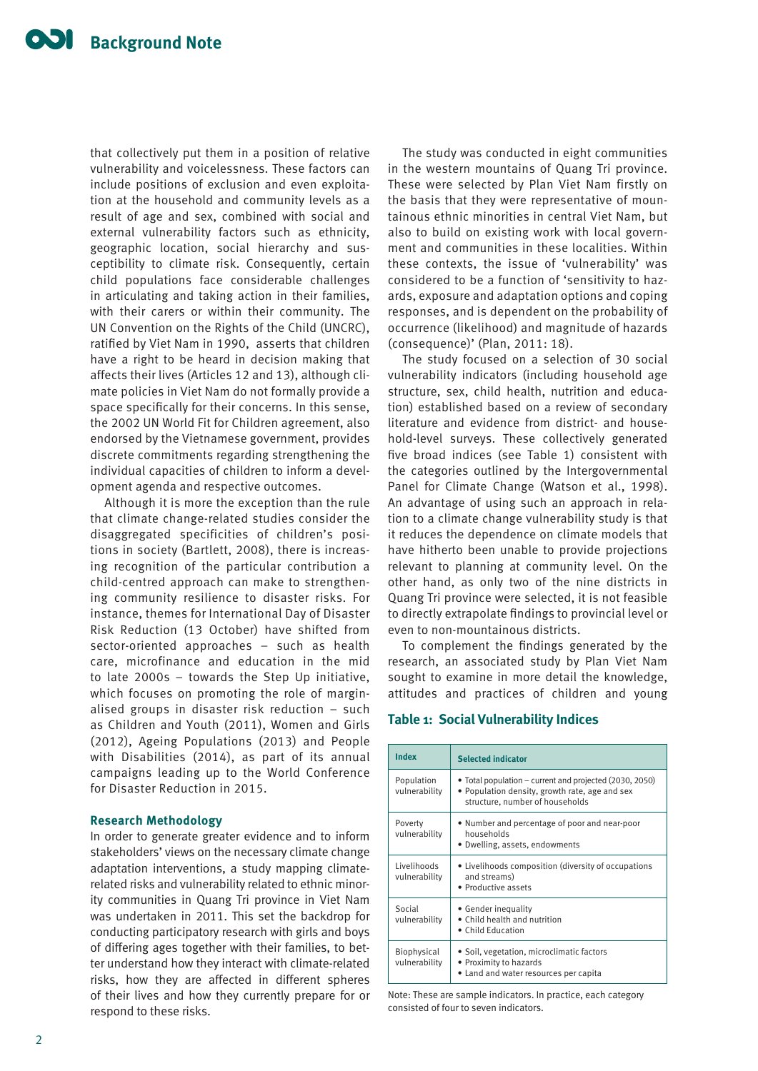that collectively put them in a position of relative vulnerability and voicelessness. These factors can include positions of exclusion and even exploitation at the household and community levels as a result of age and sex, combined with social and external vulnerability factors such as ethnicity, geographic location, social hierarchy and susceptibility to climate risk. Consequently, certain child populations face considerable challenges in articulating and taking action in their families, with their carers or within their community. The UN Convention on the Rights of the Child (UNCRC), ratified by Viet Nam in 1990, asserts that children have a right to be heard in decision making that affects their lives (Articles 12 and 13), although climate policies in Viet Nam do not formally provide a space specifically for their concerns. In this sense, the 2002 UN World Fit for Children agreement, also endorsed by the Vietnamese government, provides discrete commitments regarding strengthening the individual capacities of children to inform a development agenda and respective outcomes.

Although it is more the exception than the rule that climate change-related studies consider the disaggregated specificities of children's positions in society (Bartlett, 2008), there is increasing recognition of the particular contribution a child-centred approach can make to strengthening community resilience to disaster risks. For instance, themes for International Day of Disaster Risk Reduction (13 October) have shifted from sector-oriented approaches – such as health care, microfinance and education in the mid to late 2000s – towards the Step Up initiative, which focuses on promoting the role of marginalised groups in disaster risk reduction – such as Children and Youth (2011), Women and Girls (2012), Ageing Populations (2013) and People with Disabilities (2014), as part of its annual campaigns leading up to the World Conference for Disaster Reduction in 2015.

### Research Methodology

In order to generate greater evidence and to inform stakeholders' views on the necessary climate change adaptation interventions, a study mapping climate-related risks and vulnerability related to ethnic minority communities in Quang Tri province in Viet Nam was undertaken in 2011. This set the backdrop for conducting participatory research with girls and boys of differing ages together with their families, to better understand how they interact with climate-related risks, how they are affected in different spheres of their lives and how they currently prepare for or respond to these risks.

The study was conducted in eight communities in the western mountains of Quang Tri province. These were selected by Plan Viet Nam firstly on the basis that they were representative of mountainous ethnic minorities in central Viet Nam, but also to build on existing work with local government and communities in these localities. Within these contexts, the issue of 'vulnerability' was considered to be a function of 'sensitivity to hazards, exposure and adaptation options and coping responses, and is dependent on the probability of occurrence (likelihood) and magnitude of hazards (consequence)' (Plan, 2011: 18).

The study focused on a selection of 30 social vulnerability indicators (including household age structure, sex, child health, nutrition and education) established based on a review of secondary literature and evidence from district- and household-level surveys. These collectively generated five broad indices (see Table 1) consistent with the categories outlined by the Intergovernmental Panel for Climate Change (Watson et al., 1998). An advantage of using such an approach in relation to a climate change vulnerability study is that it reduces the dependence on climate models that have hitherto been unable to provide projections relevant to planning at community level. On the other hand, as only two of the nine districts in Quang Tri province were selected, it is not feasible to directly extrapolate findings to provincial level or even to non-mountainous districts.

To complement the findings generated by the research, an associated study by Plan Viet Nam sought to examine in more detail the knowledge, attitudes and practices of children and young

**Table 1: Social Vulnerability Indices**

| Index | Selected indicator |
|---|---|
| Population vulnerability | • Total population – current and projected (2030, 2050)<br>• Population density, growth rate, age and sex structure, number of households |
| Poverty vulnerability | • Number and percentage of poor and near-poor households<br>• Dwelling, assets, endowments |
| Livelihoods vulnerability | • Livelihoods composition (diversity of occupations and streams)<br>• Productive assets |
| Social vulnerability | • Gender inequality<br>• Child health and nutrition<br>• Child Education |
| Biophysical vulnerability | • Soil, vegetation, microclimatic factors<br>• Proximity to hazards<br>• Land and water resources per capita |

Note: These are sample indicators. In practice, each category consisted of four to seven indicators.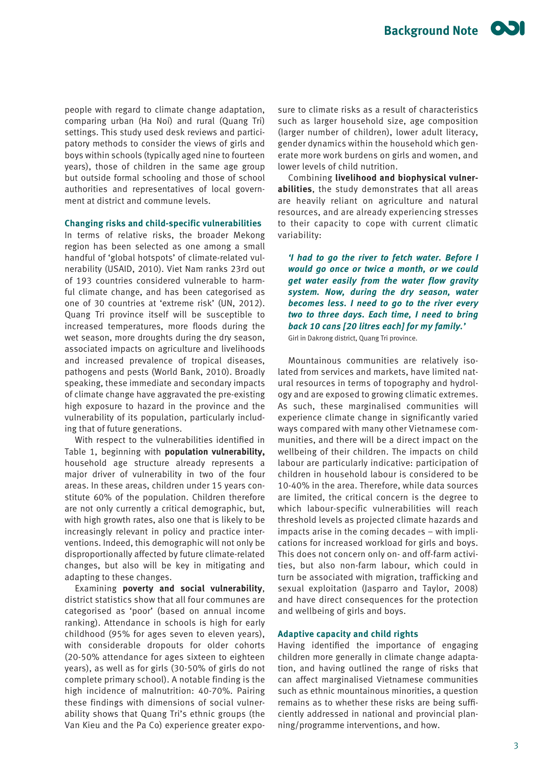people with regard to climate change adaptation, comparing urban (Ha Noi) and rural (Quang Tri) settings. This study used desk reviews and participatory methods to consider the views of girls and boys within schools (typically aged nine to fourteen years), those of children in the same age group but outside formal schooling and those of school authorities and representatives of local government at district and commune levels.

### Changing risks and child-specific vulnerabilities

In terms of relative risks, the broader Mekong region has been selected as one among a small handful of 'global hotspots' of climate-related vulnerability (USAID, 2010). Viet Nam ranks 23rd out of 193 countries considered vulnerable to harmful climate change, and has been categorised as one of 30 countries at 'extreme risk' (UN, 2012). Quang Tri province itself will be susceptible to increased temperatures, more floods during the wet season, more droughts during the dry season, associated impacts on agriculture and livelihoods and increased prevalence of tropical diseases, pathogens and pests (World Bank, 2010). Broadly speaking, these immediate and secondary impacts of climate change have aggravated the pre-existing high exposure to hazard in the province and the vulnerability of its population, particularly including that of future generations.

With respect to the vulnerabilities identified in Table 1, beginning with **population vulnerability,** household age structure already represents a major driver of vulnerability in two of the four areas. In these areas, children under 15 years constitute 60% of the population. Children therefore are not only currently a critical demographic, but, with high growth rates, also one that is likely to be increasingly relevant in policy and practice interventions. Indeed, this demographic will not only be disproportionally affected by future climate-related changes, but also will be key in mitigating and adapting to these changes.

Examining **poverty and social vulnerability**, district statistics show that all four communes are categorised as 'poor' (based on annual income ranking). Attendance in schools is high for early childhood (95% for ages seven to eleven years), with considerable dropouts for older cohorts (20-50% attendance for ages sixteen to eighteen years), as well as for girls (30-50% of girls do not complete primary school). A notable finding is the high incidence of malnutrition: 40-70%. Pairing these findings with dimensions of social vulnerability shows that Quang Tri's ethnic groups (the Van Kieu and the Pa Co) experience greater exposure to climate risks as a result of characteristics such as larger household size, age composition (larger number of children), lower adult literacy, gender dynamics within the household which generate more work burdens on girls and women, and lower levels of child nutrition.

Combining **livelihood and biophysical vulnerabilities**, the study demonstrates that all areas are heavily reliant on agriculture and natural resources, and are already experiencing stresses to their capacity to cope with current climatic variability:

> ***'I had to go the river to fetch water. Before I would go once or twice a month, or we could get water easily from the water flow gravity system. Now, during the dry season, water becomes less. I need to go to the river every two to three days. Each time, I need to bring back 10 cans [20 litres each] for my family.'***
>
> Girl in Dakrong district, Quang Tri province.

Mountainous communities are relatively isolated from services and markets, have limited natural resources in terms of topography and hydrology and are exposed to growing climatic extremes. As such, these marginalised communities will experience climate change in significantly varied ways compared with many other Vietnamese communities, and there will be a direct impact on the wellbeing of their children. The impacts on child labour are particularly indicative: participation of children in household labour is considered to be 10-40% in the area. Therefore, while data sources are limited, the critical concern is the degree to which labour-specific vulnerabilities will reach threshold levels as projected climate hazards and impacts arise in the coming decades – with implications for increased workload for girls and boys. This does not concern only on- and off-farm activities, but also non-farm labour, which could in turn be associated with migration, trafficking and sexual exploitation (Jasparro and Taylor, 2008) and have direct consequences for the protection and wellbeing of girls and boys.

### Adaptive capacity and child rights

Having identified the importance of engaging children more generally in climate change adaptation, and having outlined the range of risks that can affect marginalised Vietnamese communities such as ethnic mountainous minorities, a question remains as to whether these risks are being sufficiently addressed in national and provincial planning/programme interventions, and how.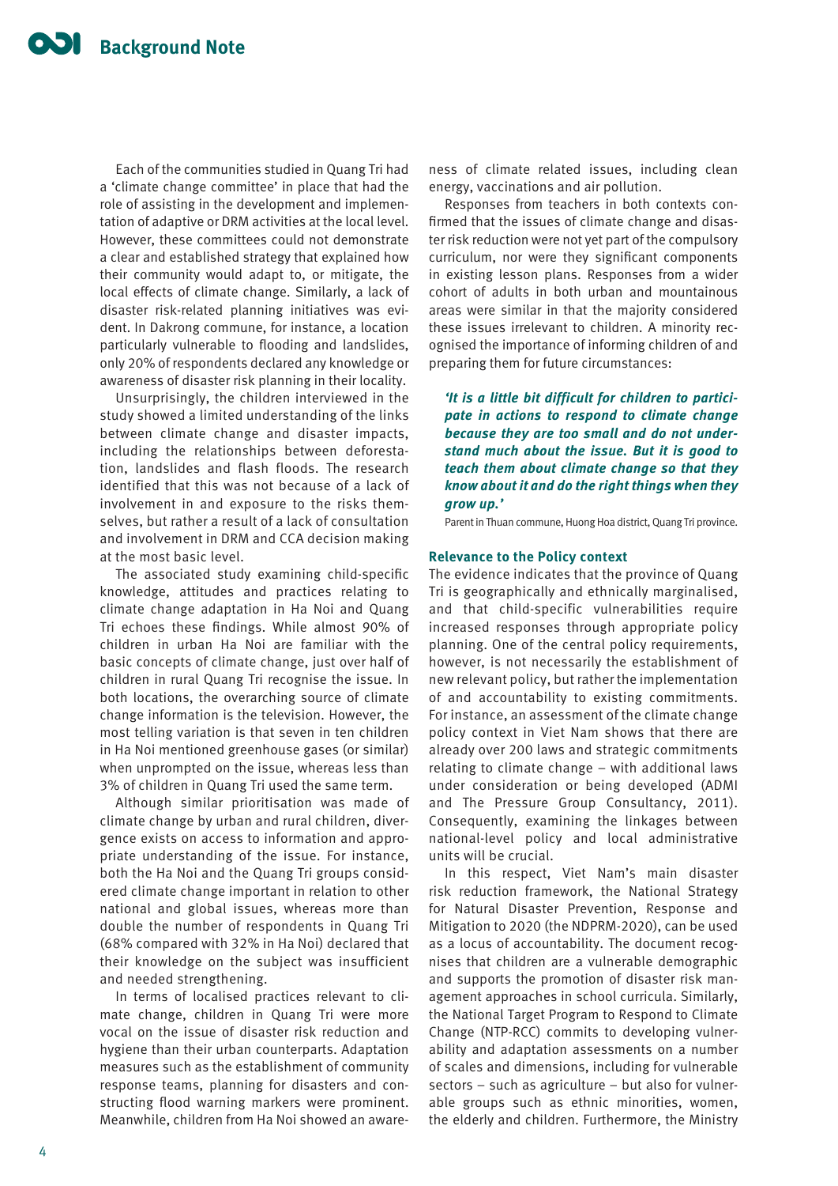Each of the communities studied in Quang Tri had a 'climate change committee' in place that had the role of assisting in the development and implementation of adaptive or DRM activities at the local level. However, these committees could not demonstrate a clear and established strategy that explained how their community would adapt to, or mitigate, the local effects of climate change. Similarly, a lack of disaster risk-related planning initiatives was evident. In Dakrong commune, for instance, a location particularly vulnerable to flooding and landslides, only 20% of respondents declared any knowledge or awareness of disaster risk planning in their locality.

Unsurprisingly, the children interviewed in the study showed a limited understanding of the links between climate change and disaster impacts, including the relationships between deforestation, landslides and flash floods. The research identified that this was not because of a lack of involvement in and exposure to the risks themselves, but rather a result of a lack of consultation and involvement in DRM and CCA decision making at the most basic level.

The associated study examining child-specific knowledge, attitudes and practices relating to climate change adaptation in Ha Noi and Quang Tri echoes these findings. While almost 90% of children in urban Ha Noi are familiar with the basic concepts of climate change, just over half of children in rural Quang Tri recognise the issue. In both locations, the overarching source of climate change information is the television. However, the most telling variation is that seven in ten children in Ha Noi mentioned greenhouse gases (or similar) when unprompted on the issue, whereas less than 3% of children in Quang Tri used the same term.

Although similar prioritisation was made of climate change by urban and rural children, divergence exists on access to information and appropriate understanding of the issue. For instance, both the Ha Noi and the Quang Tri groups considered climate change important in relation to other national and global issues, whereas more than double the number of respondents in Quang Tri (68% compared with 32% in Ha Noi) declared that their knowledge on the subject was insufficient and needed strengthening.

In terms of localised practices relevant to climate change, children in Quang Tri were more vocal on the issue of disaster risk reduction and hygiene than their urban counterparts. Adaptation measures such as the establishment of community response teams, planning for disasters and constructing flood warning markers were prominent. Meanwhile, children from Ha Noi showed an awareness of climate related issues, including clean energy, vaccinations and air pollution.

Responses from teachers in both contexts confirmed that the issues of climate change and disaster risk reduction were not yet part of the compulsory curriculum, nor were they significant components in existing lesson plans. Responses from a wider cohort of adults in both urban and mountainous areas were similar in that the majority considered these issues irrelevant to children. A minority recognised the importance of informing children of and preparing them for future circumstances:

> ***'It is a little bit difficult for children to participate in actions to respond to climate change because they are too small and do not understand much about the issue. But it is good to teach them about climate change so that they know about it and do the right things when they grow up.'***
>
> Parent in Thuan commune, Huong Hoa district, Quang Tri province.

### Relevance to the Policy context

The evidence indicates that the province of Quang Tri is geographically and ethnically marginalised, and that child-specific vulnerabilities require increased responses through appropriate policy planning. One of the central policy requirements, however, is not necessarily the establishment of new relevant policy, but rather the implementation of and accountability to existing commitments. For instance, an assessment of the climate change policy context in Viet Nam shows that there are already over 200 laws and strategic commitments relating to climate change – with additional laws under consideration or being developed (ADMI and The Pressure Group Consultancy, 2011). Consequently, examining the linkages between national-level policy and local administrative units will be crucial.

In this respect, Viet Nam's main disaster risk reduction framework, the National Strategy for Natural Disaster Prevention, Response and Mitigation to 2020 (the NDPRM-2020), can be used as a locus of accountability. The document recognises that children are a vulnerable demographic and supports the promotion of disaster risk management approaches in school curricula. Similarly, the National Target Program to Respond to Climate Change (NTP-RCC) commits to developing vulnerability and adaptation assessments on a number of scales and dimensions, including for vulnerable sectors – such as agriculture – but also for vulnerable groups such as ethnic minorities, women, the elderly and children. Furthermore, the Ministry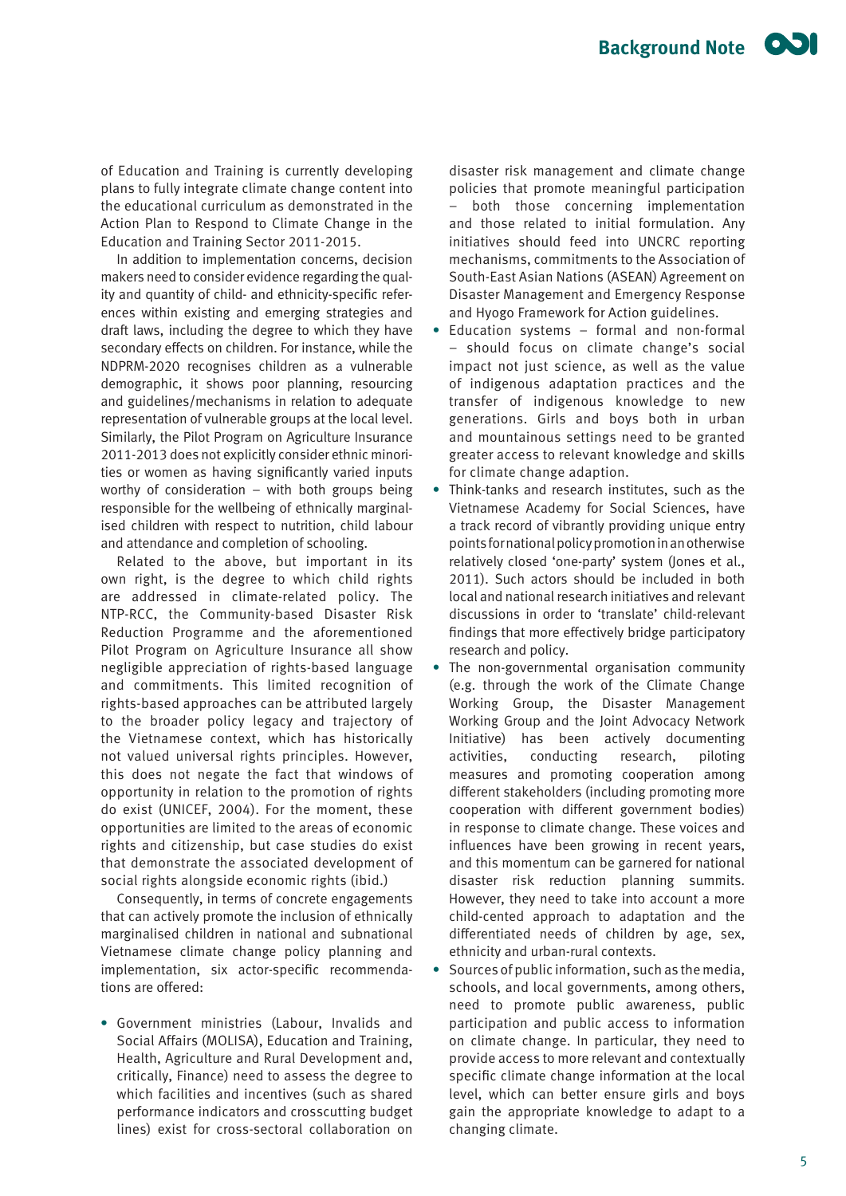of Education and Training is currently developing plans to fully integrate climate change content into the educational curriculum as demonstrated in the Action Plan to Respond to Climate Change in the Education and Training Sector 2011-2015.

In addition to implementation concerns, decision makers need to consider evidence regarding the quality and quantity of child- and ethnicity-specific references within existing and emerging strategies and draft laws, including the degree to which they have secondary effects on children. For instance, while the NDPRM-2020 recognises children as a vulnerable demographic, it shows poor planning, resourcing and guidelines/mechanisms in relation to adequate representation of vulnerable groups at the local level. Similarly, the Pilot Program on Agriculture Insurance 2011-2013 does not explicitly consider ethnic minorities or women as having significantly varied inputs worthy of consideration – with both groups being responsible for the wellbeing of ethnically marginalised children with respect to nutrition, child labour and attendance and completion of schooling.

Related to the above, but important in its own right, is the degree to which child rights are addressed in climate-related policy. The NTP-RCC, the Community-based Disaster Risk Reduction Programme and the aforementioned Pilot Program on Agriculture Insurance all show negligible appreciation of rights-based language and commitments. This limited recognition of rights-based approaches can be attributed largely to the broader policy legacy and trajectory of the Vietnamese context, which has historically not valued universal rights principles. However, this does not negate the fact that windows of opportunity in relation to the promotion of rights do exist (UNICEF, 2004). For the moment, these opportunities are limited to the areas of economic rights and citizenship, but case studies do exist that demonstrate the associated development of social rights alongside economic rights (ibid.)

Consequently, in terms of concrete engagements that can actively promote the inclusion of ethnically marginalised children in national and subnational Vietnamese climate change policy planning and implementation, six actor-specific recommendations are offered:

- Government ministries (Labour, Invalids and Social Affairs (MOLISA), Education and Training, Health, Agriculture and Rural Development and, critically, Finance) need to assess the degree to which facilities and incentives (such as shared performance indicators and crosscutting budget lines) exist for cross-sectoral collaboration on disaster risk management and climate change policies that promote meaningful participation – both those concerning implementation and those related to initial formulation. Any initiatives should feed into UNCRC reporting mechanisms, commitments to the Association of South-East Asian Nations (ASEAN) Agreement on Disaster Management and Emergency Response and Hyogo Framework for Action guidelines.
- Education systems – formal and non-formal – should focus on climate change's social impact not just science, as well as the value of indigenous adaptation practices and the transfer of indigenous knowledge to new generations. Girls and boys both in urban and mountainous settings need to be granted greater access to relevant knowledge and skills for climate change adaption.
- Think-tanks and research institutes, such as the Vietnamese Academy for Social Sciences, have a track record of vibrantly providing unique entry points for national policy promotion in an otherwise relatively closed 'one-party' system (Jones et al., 2011). Such actors should be included in both local and national research initiatives and relevant discussions in order to 'translate' child-relevant findings that more effectively bridge participatory research and policy.
- The non-governmental organisation community (e.g. through the work of the Climate Change Working Group, the Disaster Management Working Group and the Joint Advocacy Network Initiative) has been actively documenting activities, conducting research, piloting measures and promoting cooperation among different stakeholders (including promoting more cooperation with different government bodies) in response to climate change. These voices and influences have been growing in recent years, and this momentum can be garnered for national disaster risk reduction planning summits. However, they need to take into account a more child-centred approach to adaptation and the differentiated needs of children by age, sex, ethnicity and urban-rural contexts.
- Sources of public information, such as the media, schools, and local governments, among others, need to promote public awareness, public participation and public access to information on climate change. In particular, they need to provide access to more relevant and contextually specific climate change information at the local level, which can better ensure girls and boys gain the appropriate knowledge to adapt to a changing climate.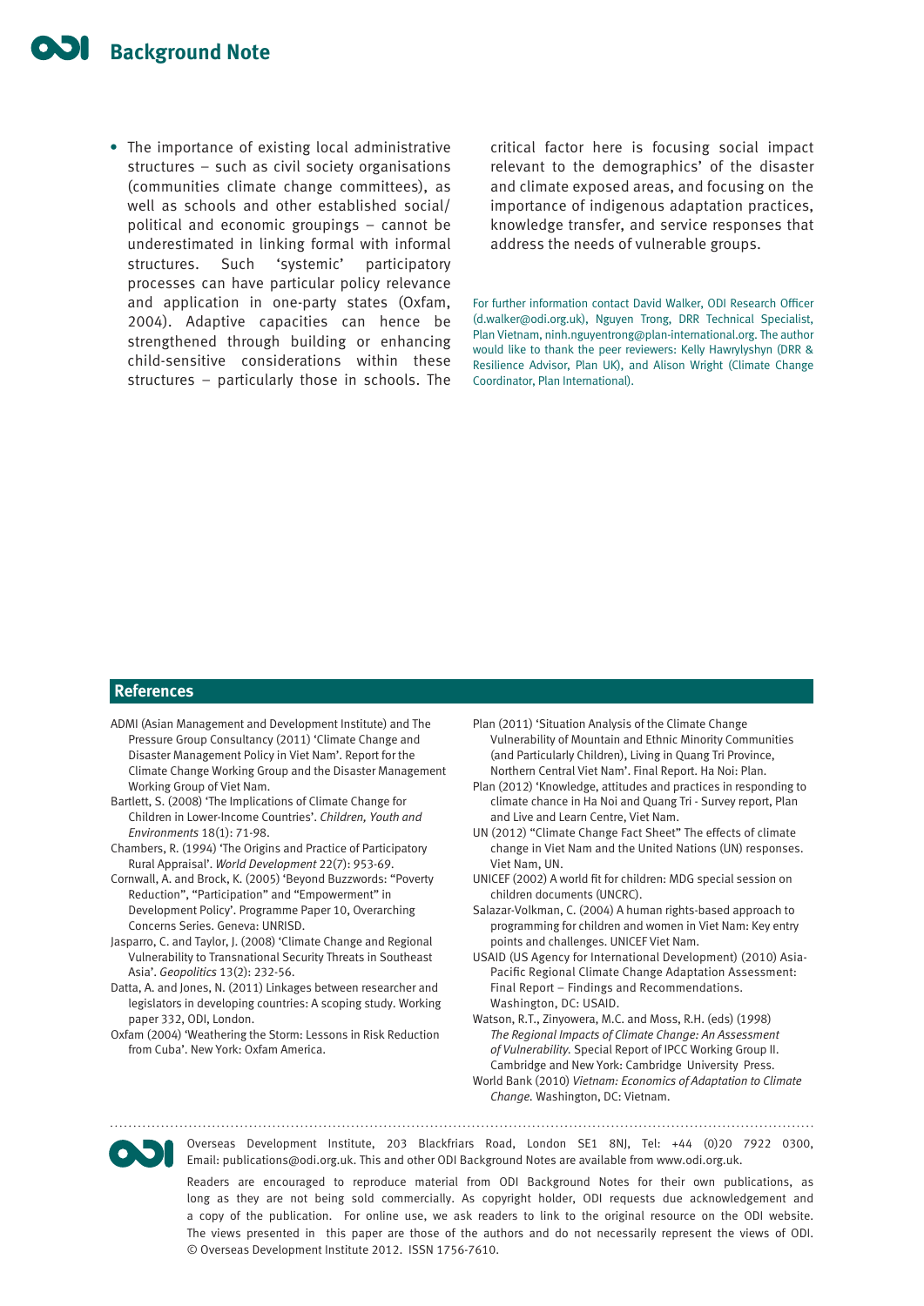- The importance of existing local administrative structures – such as civil society organisations (communities climate change committees), as well as schools and other established social/political and economic groupings – cannot be underestimated in linking formal with informal structures. Such 'systemic' participatory processes can have particular policy relevance and application in one-party states (Oxfam, 2004). Adaptive capacities can hence be strengthened through building or enhancing child-sensitive considerations within these structures – particularly those in schools. The critical factor here is focusing social impact relevant to the demographics' of the disaster and climate exposed areas, and focusing on the importance of indigenous adaptation practices, knowledge transfer, and service responses that address the needs of vulnerable groups.

For further information contact David Walker, ODI Research Officer (d.walker@odi.org.uk), Nguyen Trong, DRR Technical Specialist, Plan Vietnam, ninh.nguyentrong@plan-international.org. The author would like to thank the peer reviewers: Kelly Hawrylyshyn (DRR & Resilience Advisor, Plan UK), and Alison Wright (Climate Change Coordinator, Plan International).

## References

ADMI (Asian Management and Development Institute) and The Pressure Group Consultancy (2011) 'Climate Change and Disaster Management Policy in Viet Nam'. Report for the Climate Change Working Group and the Disaster Management Working Group of Viet Nam.

Bartlett, S. (2008) 'The Implications of Climate Change for Children in Lower-Income Countries'. *Children, Youth and Environments* 18(1): 71-98.

Chambers, R. (1994) 'The Origins and Practice of Participatory Rural Appraisal'. *World Development* 22(7): 953-69.

Cornwall, A. and Brock, K. (2005) 'Beyond Buzzwords: "Poverty Reduction", "Participation" and "Empowerment" in Development Policy'. Programme Paper 10, Overarching Concerns Series. Geneva: UNRISD.

Jasparro, C. and Taylor, J. (2008) 'Climate Change and Regional Vulnerability to Transnational Security Threats in Southeast Asia'. *Geopolitics* 13(2): 232-56.

Datta, A. and Jones, N. (2011) Linkages between researcher and legislators in developing countries: A scoping study. Working paper 332, ODI, London.

Oxfam (2004) 'Weathering the Storm: Lessons in Risk Reduction from Cuba'. New York: Oxfam America.

Plan (2011) 'Situation Analysis of the Climate Change Vulnerability of Mountain and Ethnic Minority Communities (and Particularly Children), Living in Quang Tri Province, Northern Central Viet Nam'. Final Report. Ha Noi: Plan.

Plan (2012) 'Knowledge, attitudes and practices in responding to climate chance in Ha Noi and Quang Tri - Survey report, Plan and Live and Learn Centre, Viet Nam.

UN (2012) "Climate Change Fact Sheet" The effects of climate change in Viet Nam and the United Nations (UN) responses. Viet Nam, UN.

UNICEF (2002) A world fit for children: MDG special session on children documents (UNCRC).

Salazar-Volkman, C. (2004) A human rights-based approach to programming for children and women in Viet Nam: Key entry points and challenges. UNICEF Viet Nam.

USAID (US Agency for International Development) (2010) Asia-Pacific Regional Climate Change Adaptation Assessment: Final Report – Findings and Recommendations. Washington, DC: USAID.

Watson, R.T., Zinyowera, M.C. and Moss, R.H. (eds) (1998) *The Regional Impacts of Climate Change: An Assessment of Vulnerability*. Special Report of IPCC Working Group II. Cambridge and New York: Cambridge University Press.

World Bank (2010) *Vietnam: Economics of Adaptation to Climate Change*. Washington, DC: Vietnam.

Overseas Development Institute, 203 Blackfriars Road, London SE1 8NJ, Tel: +44 (0)20 7922 0300, Email: publications@odi.org.uk. This and other ODI Background Notes are available from www.odi.org.uk.

Readers are encouraged to reproduce material from ODI Background Notes for their own publications, as long as they are not being sold commercially. As copyright holder, ODI requests due acknowledgement and a copy of the publication. For online use, we ask readers to link to the original resource on the ODI website. The views presented in this paper are those of the authors and do not necessarily represent the views of ODI. © Overseas Development Institute 2012. ISSN 1756-7610.